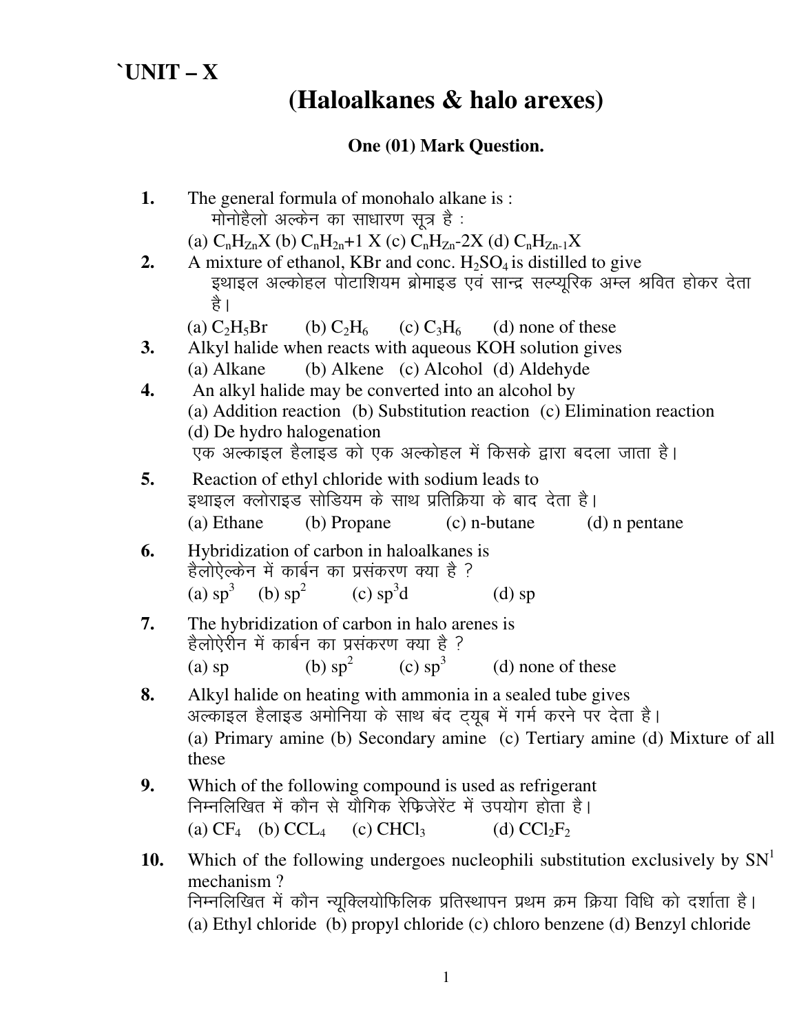# `UNIT – X

## (Haloalkanes & halo arexes)

### One (01) Mark Question.

1. The general formula of monohalo alkane is :
   मोनोहैलो अल्केन का साधारण सूत्र है :
   (a) $C_nH_{Zn}X$ (b) $C_nH_{2n}$+1 X (c) $C_nH_{Zn}$-2X (d) $C_nH_{Zn-1}X$

2. A mixture of ethanol, KBr and conc. $H_2SO_4$ is distilled to give
   इथाइल अल्कोहल पोटाशियम ब्रोमाइड एवं सान्द्र सल्फ्यूरिक अम्ल श्रवित होकर देता है।
   (a) $C_2H_5Br$ (b) $C_2H_6$ (c) $C_3H_6$ (d) none of these

3. Alkyl halide when reacts with aqueous KOH solution gives
   (a) Alkane (b) Alkene (c) Alcohol (d) Aldehyde

4. An alkyl halide may be converted into an alcohol by
   (a) Addition reaction (b) Substitution reaction (c) Elimination reaction
   (d) De hydro halogenation
   एक अल्काइल हैलाइड को एक अल्कोहल में किसके द्वारा बदला जाता है।

5. Reaction of ethyl chloride with sodium leads to
   इथाइल क्लोराइड सोडियम के साथ प्रतिक्रिया के बाद देता है।
   (a) Ethane (b) Propane (c) n-butane (d) n pentane

6. Hybridization of carbon in haloalkanes is
   हैलोऐल्केन में कार्बन का प्रसंकरण क्या है ?
   (a) $sp^3$ (b) $sp^2$ (c) $sp^3d$ (d) sp

7. The hybridization of carbon in halo arenes is
   हैलोऐरीन में कार्बन का प्रसंकरण क्या है ?
   (a) sp (b) $sp^2$ (c) $sp^3$ (d) none of these

8. Alkyl halide on heating with ammonia in a sealed tube gives
   अल्काइल हैलाइड अमोनिया के साथ बंद ट्यूब में गर्म करने पर देता है।
   (a) Primary amine (b) Secondary amine (c) Tertiary amine (d) Mixture of all these

9. Which of the following compound is used as refrigerant
   निम्नलिखित में कौन से यौगिक रेफ्रिजेरेंट में उपयोग होता है।
   (a) $CF_4$ (b) $CCL_4$ (c) $CHCl_3$ (d) $CCl_2F_2$

10. Which of the following undergoes nucleophili substitution exclusively by $SN^1$ mechanism ?
    निम्नलिखित में कौन न्यूक्लियोफिलिक प्रतिस्थापन प्रथम क्रम क्रिया विधि को दर्शाता है।
    (a) Ethyl chloride (b) propyl chloride (c) chloro benzene (d) Benzyl chloride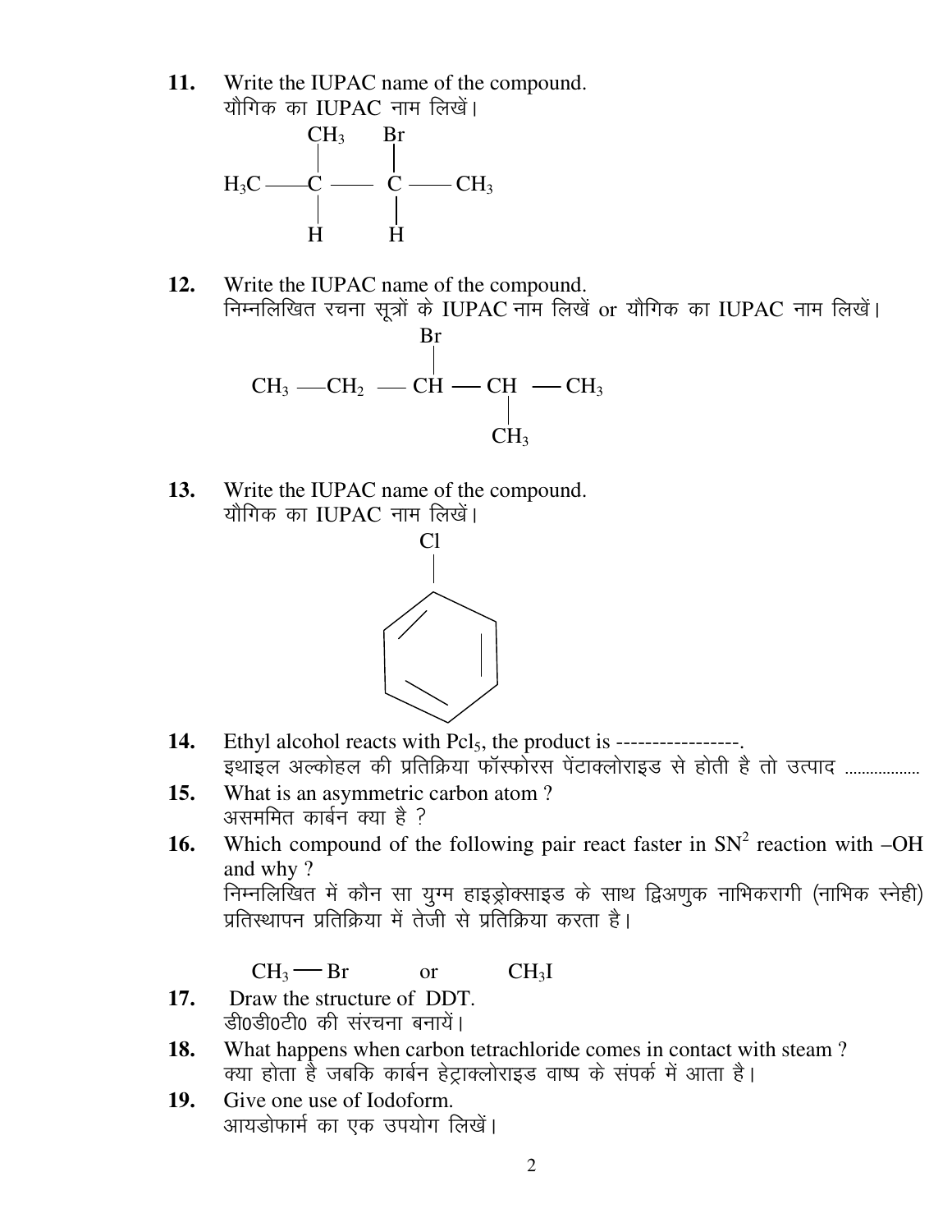**11.** Write the IUPAC name of the compound.
यौगिक का IUPAC नाम लिखें।

```
       CH3     Br
        |      |
H3C ——  C  ——  C —— CH3
        |      |
        H      H
```

**12.** Write the IUPAC name of the compound.
निम्नलिखित रचना सूत्रों के IUPAC नाम लिखें or यौगिक का IUPAC नाम लिखें।

```
                    Br
                    |
CH3 —— CH2 —— CH —— CH —— CH3
                    |
                    CH3
```

**13.** Write the IUPAC name of the compound.
यौगिक का IUPAC नाम लिखें।

```
    Cl
    |
  (benzene ring)
```

**14.** Ethyl alcohol reacts with $PCl_5$, the product is -----------------.
इथाइल अल्कोहल की प्रतिक्रिया फॉस्फोरस पेंटाक्लोराइड से होती है तो उत्पाद .................

**15.** What is an asymmetric carbon atom ?
असममित कार्बन क्या है ?

**16.** Which compound of the following pair react faster in $SN^2$ reaction with –OH and why ?
निम्नलिखित में कौन सा युग्म हाइड्रोक्साइड के साथ द्विअणुक नाभिकरागी (नाभिक स्नेही) प्रतिस्थापन प्रतिक्रिया में तेजी से प्रतिक्रिया करता है।

$CH_3 — Br$ or $CH_3I$

**17.** Draw the structure of DDT.
डी0डी0टी0 की संरचना बनायें।

**18.** What happens when carbon tetrachloride comes in contact with steam ?
क्या होता है जबकि कार्बन हेट्राक्लोराइड वाष्प के संपर्क में आता है।

**19.** Give one use of Iodoform.
आयडोफार्म का एक उपयोग लिखें।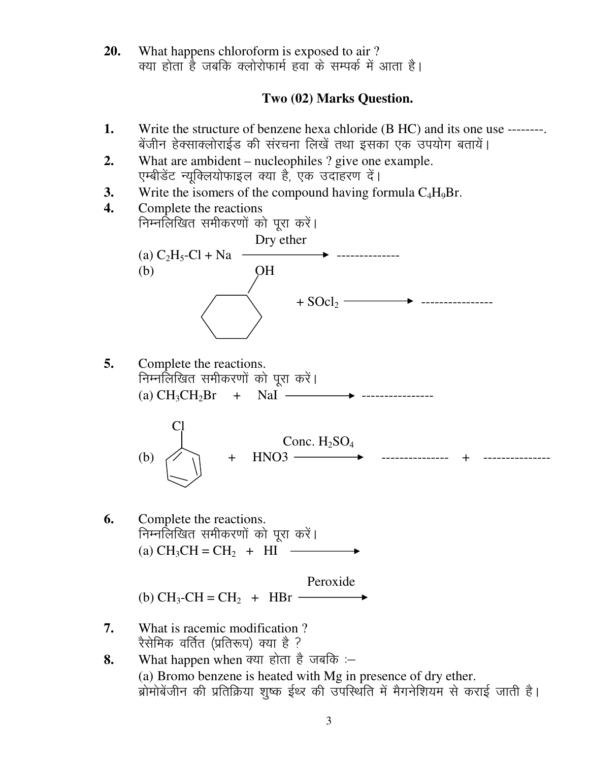**20.** What happens chloroform is exposed to air ?
क्या होता है जबकि क्लोरोफार्म हवा के सम्पर्क में आता है।

## Two (02) Marks Question.

**1.** Write the structure of benzene hexa chloride (B HC) and its one use --------.
बेंजीन हेक्साक्लोराईड की संरचना लिखें तथा इसका एक उपयोग बतायें।

**2.** What are ambident – nucleophiles ? give one example.
एम्बीडेंट न्यूक्लियोफाइल क्या है, एक उदाहरण दें।

**3.** Write the isomers of the compound having formula $C_4H_9Br$.

**4.** Complete the reactions
निम्नलिखित समीकरणों को पूरा करें।

(a) $C_2H_5\text{-}Cl + Na \xrightarrow{\text{Dry ether}}$ --------------

(b) Cyclohexanol (cyclohexane ring with OH) $+ SOcl_2 \longrightarrow$ ----------------

**5.** Complete the reactions.
निम्नलिखित समीकरणों को पूरा करें।

(a) $CH_3CH_2Br \;+\; NaI \longrightarrow$ ----------------

(b) Chlorobenzene (benzene ring with Cl) $+ \; HNO3 \xrightarrow{\text{Conc. } H_2SO_4}$ -------------- + --------------

**6.** Complete the reactions.
निम्नलिखित समीकरणों को पूरा करें।

(a) $CH_3CH = CH_2 \;+\; HI \longrightarrow$

(b) $CH_3\text{-}CH = CH_2 \;+\; HBr \xrightarrow{\text{Peroxide}}$

**7.** What is racemic modification ?
रैसेमिक वर्तित (प्रतिरूप) क्या है ?

**8.** What happen when क्या होता है जबकि :–

(a) Bromo benzene is heated with Mg in presence of dry ether.
ब्रोमोबेंजीन की प्रतिक्रिया शुष्क ईथर की उपस्थिति में मैगनेशियम से कराई जाती है।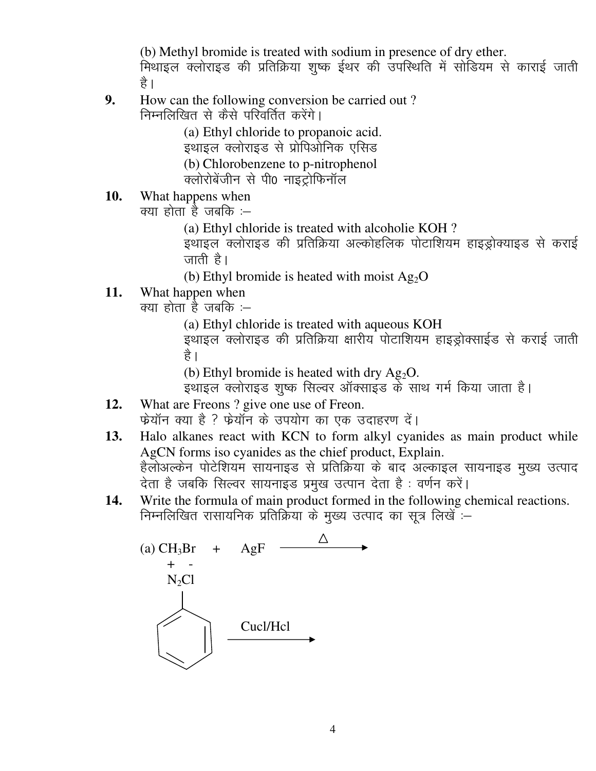(b) Methyl bromide is treated with sodium in presence of dry ether.
मिथाइल क्लोराइड की प्रतिक्रिया शुष्क ईथर की उपस्थिति में सोडियम से काराई जाती है।

**9.** How can the following conversion be carried out ?
निम्नलिखित से कैसे परिवर्तित करेंगे।

(a) Ethyl chloride to propanoic acid.
इथाइल क्लोराइड से प्रोपिओनिक एसिड

(b) Chlorobenzene to p-nitrophenol
क्लोरोबेंजीन से पी0 नाइट्रोफिनॉल

**10.** What happens when
क्या होता है जबकि :–

(a) Ethyl chloride is treated with alcoholie KOH ?
इथाइल क्लोराइड की प्रतिक्रिया अल्कोहलिक पोटाशियम हाइड्रोक्याइड से कराई जाती है।

(b) Ethyl bromide is heated with moist $Ag_2O$

**11.** What happen when
क्या होता है जबकि :–

(a) Ethyl chloride is treated with aqueous KOH
इथाइल क्लोराइड की प्रतिक्रिया क्षारीय पोटाशियम हाइड्रोक्साईड से कराई जाती है।

(b) Ethyl bromide is heated with dry $Ag_2O$.
इथाइल क्लोराइड शुष्क सिल्वर ऑक्साइड के साथ गर्म किया जाता है।

**12.** What are Freons ? give one use of Freon.
फ्रेयॉन क्या है ? फ्रेयॉन के उपयोग का एक उदाहरण दें।

**13.** Halo alkanes react with KCN to form alkyl cyanides as main product while AgCN forms iso cyanides as the chief product, Explain.
हैलोअल्केन पोटेशियम सायनाइड से प्रतिक्रिया के बाद अल्काइल सायनाइड मुख्य उत्पाद देता है जबकि सिल्वर सायनाइड प्रमुख उत्पान देता है : वर्णन करें।

**14.** Write the formula of main product formed in the following chemical reactions.
निम्नलिखित रासायनिक प्रतिक्रिया के मुख्य उत्पाद का सूत्र लिखें :–

(a) $CH_3Br + AgF \xrightarrow{\Delta}$

$C_6H_5N_2^+Cl^-$ (benzene diazonium chloride) $\xrightarrow{Cucl/Hcl}$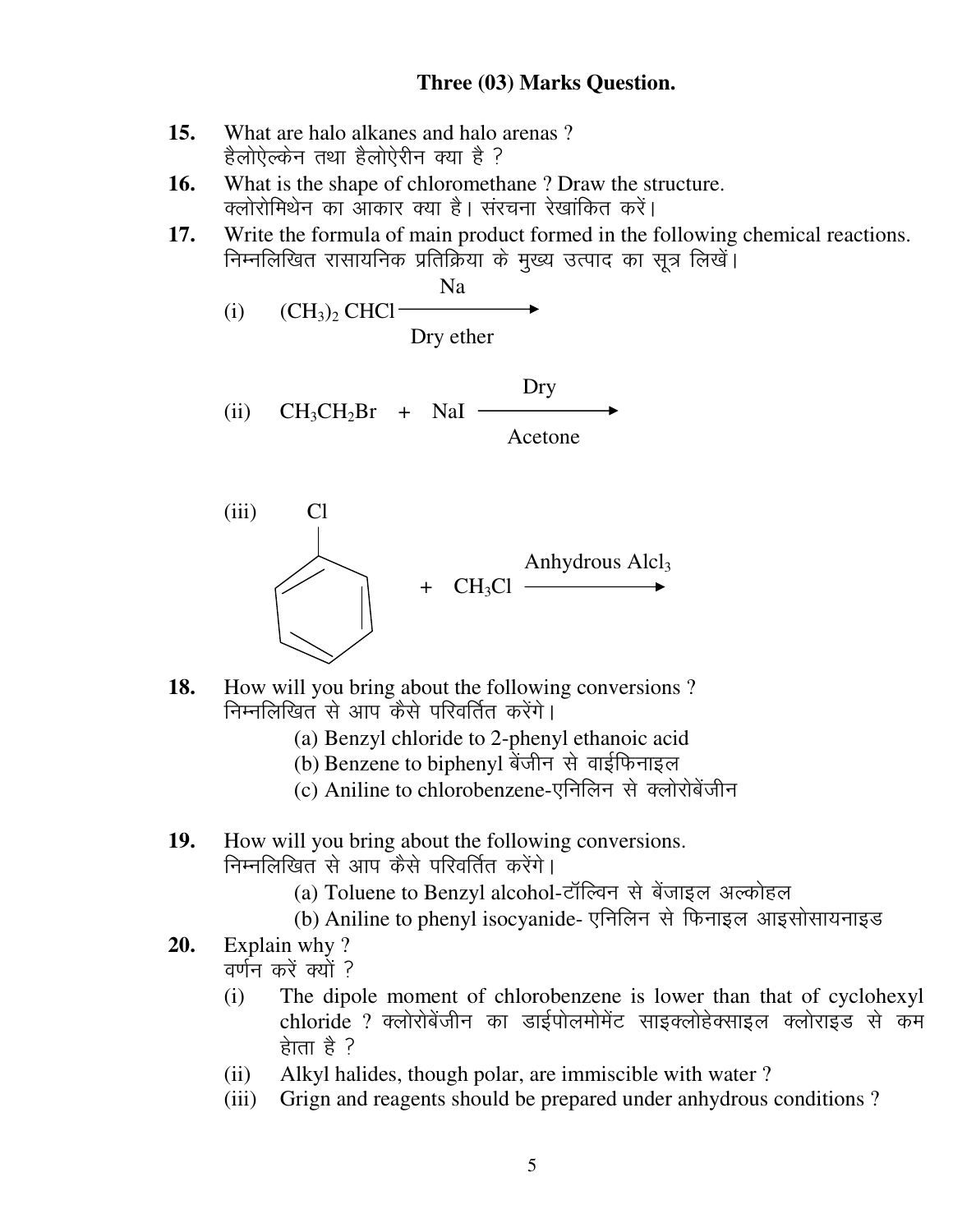**Three (03) Marks Question.**

**15.** What are halo alkanes and halo arenas ?
हैलोऐल्केन तथा हैलोऐरीन क्या है ?

**16.** What is the shape of chloromethane ? Draw the structure.
क्लोरोमिथेन का आकार क्या है। संरचना रेखांकित करें।

**17.** Write the formula of main product formed in the following chemical reactions.
निम्नलिखित रासायनिक प्रतिक्रिया के मुख्य उत्पाद का सूत्र लिखें।

(i) $(CH_3)_2\,CHCl \xrightarrow[\text{Dry ether}]{\text{Na}}$

(ii) $CH_3CH_2Br \; + \; NaI \xrightarrow[\text{Acetone}]{\text{Dry}}$

(iii) $C_6H_5Cl$ (chlorobenzene) $+ \; CH_3Cl \xrightarrow{\text{Anhydrous Alcl}_3}$

**18.** How will you bring about the following conversions ?
निम्नलिखित से आप कैसे परिवर्तित करेंगे।

(a) Benzyl chloride to 2-phenyl ethanoic acid
(b) Benzene to biphenyl बेंजीन से वाईफिनाइल
(c) Aniline to chlorobenzene-एनिलिन से क्लोरोबेंजीन

**19.** How will you bring about the following conversions.
निम्नलिखित से आप कैसे परिवर्तित करेंगे।

(a) Toluene to Benzyl alcohol-टॉल्विन से बेंजाइल अल्कोहल
(b) Aniline to phenyl isocyanide- एनिलिन से फिनाइल आइसोसायनाइड

**20.** Explain why ?
वर्णन करें क्यों ?

(i) The dipole moment of chlorobenzene is lower than that of cyclohexyl chloride ? क्लोरोबेंजीन का डाईपोलमोमेंट साइक्लोहेक्साइल क्लोराइड से कम होता है ?
(ii) Alkyl halides, though polar, are immiscible with water ?
(iii) Grign and reagents should be prepared under anhydrous conditions ?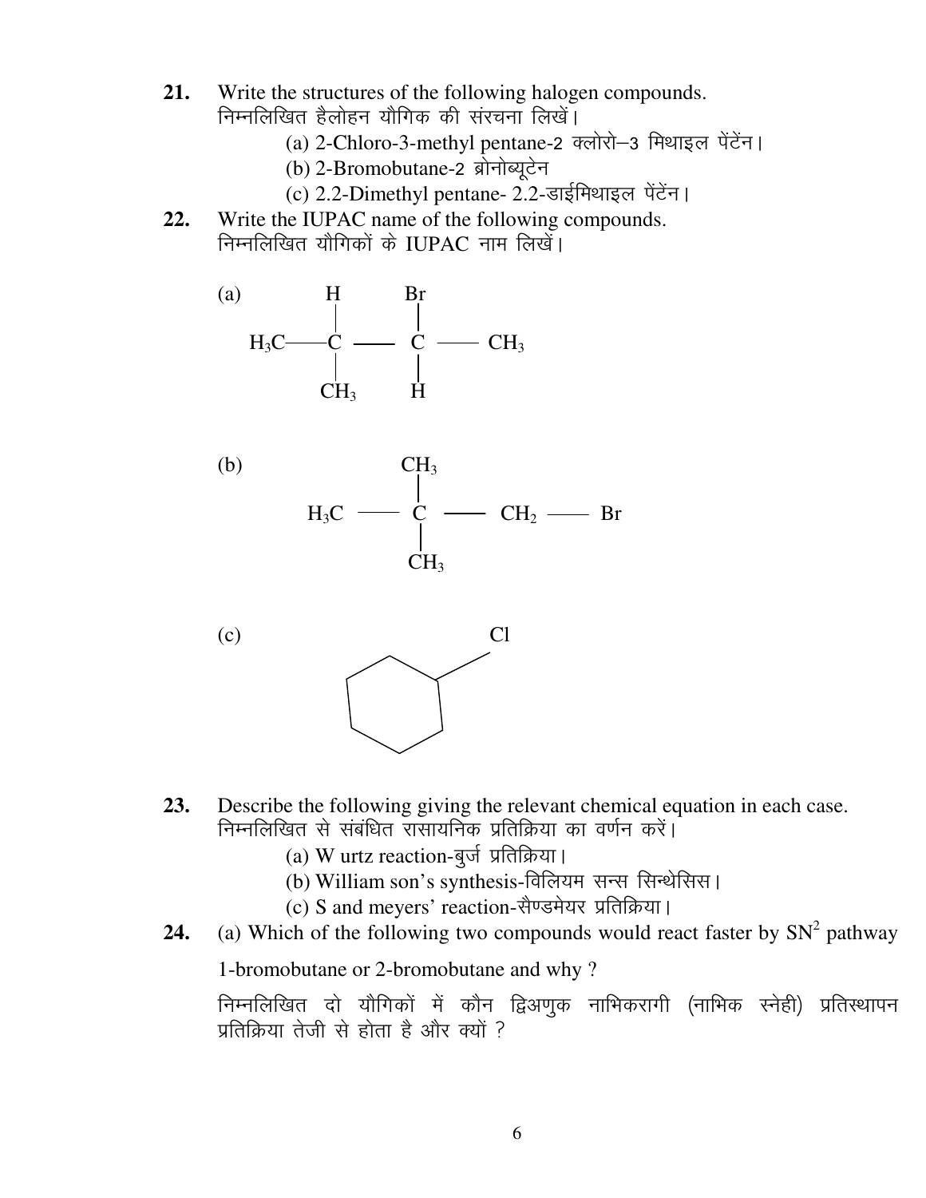**21.** Write the structures of the following halogen compounds.
निम्नलिखित हैलोहन यौगिक की संरचना लिखें।

(a) 2-Chloro-3-methyl pentane-2 क्लोरो–3 मिथाइल पेंटेंन।

(b) 2-Bromobutane-2 ब्रोनोब्यूटेन

(c) 2.2-Dimethyl pentane- 2.2-डाईमिथाइल पेंटेंन।

**22.** Write the IUPAC name of the following compounds.
निम्नलिखित यौगिकों के IUPAC नाम लिखें।

(a)

```
        H       Br
        |       |
  H3C---C-------C-------CH3
        |       |
        CH3     H
```

(b)

```
              CH3
              |
  H3C --------C-------CH2-------Br
              |
              CH3
```

(c)

```
                    Cl
                   /
   (cyclohexane ring)
```

**23.** Describe the following giving the relevant chemical equation in each case.
निम्नलिखित से संबंधित रासायनिक प्रतिक्रिया का वर्णन करें।

(a) W urtz reaction-बुर्ज प्रतिक्रिया।

(b) William son's synthesis-विलियम सन्स सिन्थेसिस।

(c) S and meyers' reaction-सैण्डमेयर प्रतिक्रिया।

**24.** (a) Which of the following two compounds would react faster by $SN^2$ pathway 1-bromobutane or 2-bromobutane and why ?

निम्नलिखित दो यौगिकों में कौन द्विअणुक नाभिकरागी (नाभिक स्नेही) प्रतिस्थापन प्रतिक्रिया तेजी से होता है और क्यों ?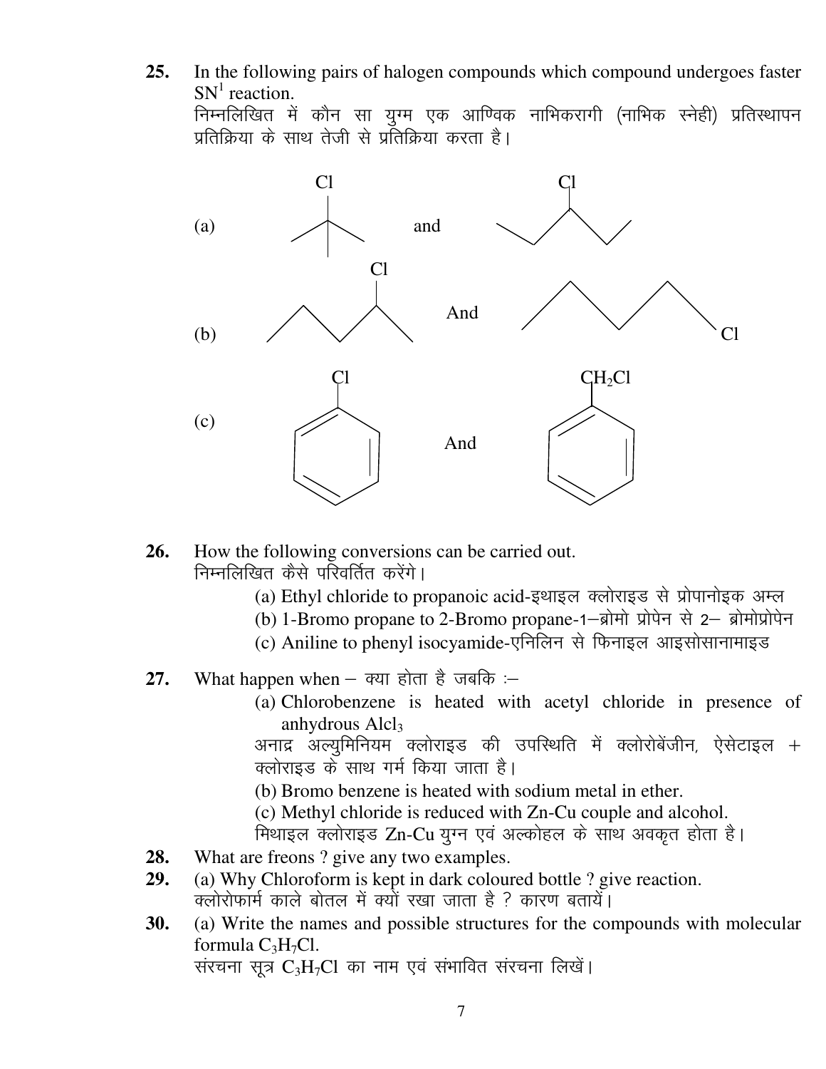**25.** In the following pairs of halogen compounds which compound undergoes faster $SN^1$ reaction.
निम्नलिखित में कौन सा युग्म एक आण्विक नाभिकरागी (नाभिक स्नेही) प्रतिस्थापन प्रतिक्रिया के साथ तेजी से प्रतिक्रिया करता है।

(a) Cl (tert-butyl chloride) and Cl (3-chloropentane)

(b) Cl (2-chloropentane) And Cl (1-chloropentane)

(c) Cl (chlorobenzene) And $CH_2Cl$ (benzyl chloride)

**26.** How the following conversions can be carried out.
निम्नलिखित कैसे परिवर्तित करेंगे।

(a) Ethyl chloride to propanoic acid-इथाइल क्लोराइड से प्रोपानोइक अम्ल

(b) 1-Bromo propane to 2-Bromo propane-1–ब्रोमो प्रोपेन से 2– ब्रोमोप्रोपेन

(c) Aniline to phenyl isocyamide-एनिलिन से फिनाइल आइसोसानामाइड

**27.** What happen when – क्या होता है जबकि :–

(a) Chlorobenzene is heated with acetyl chloride in presence of anhydrous $Alcl_3$
अनाद्र अल्युमिनियम क्लोराइड की उपस्थिति में क्लोरोबेंजीन, ऐसेटाइल + क्लोराइड के साथ गर्म किया जाता है।

(b) Bromo benzene is heated with sodium metal in ether.

(c) Methyl chloride is reduced with Zn-Cu couple and alcohol.
मिथाइल क्लोराइड Zn-Cu युग्न एवं अल्कोहल के साथ अवकृत होता है।

**28.** What are freons ? give any two examples.

**29.** (a) Why Chloroform is kept in dark coloured bottle ? give reaction.
क्लोरोफार्म काले बोतल में क्यों रखा जाता है ? कारण बतायें।

**30.** (a) Write the names and possible structures for the compounds with molecular formula $C_3H_7Cl$.
संरचना सूत्र $C_3H_7Cl$ का नाम एवं संभावित संरचना लिखें।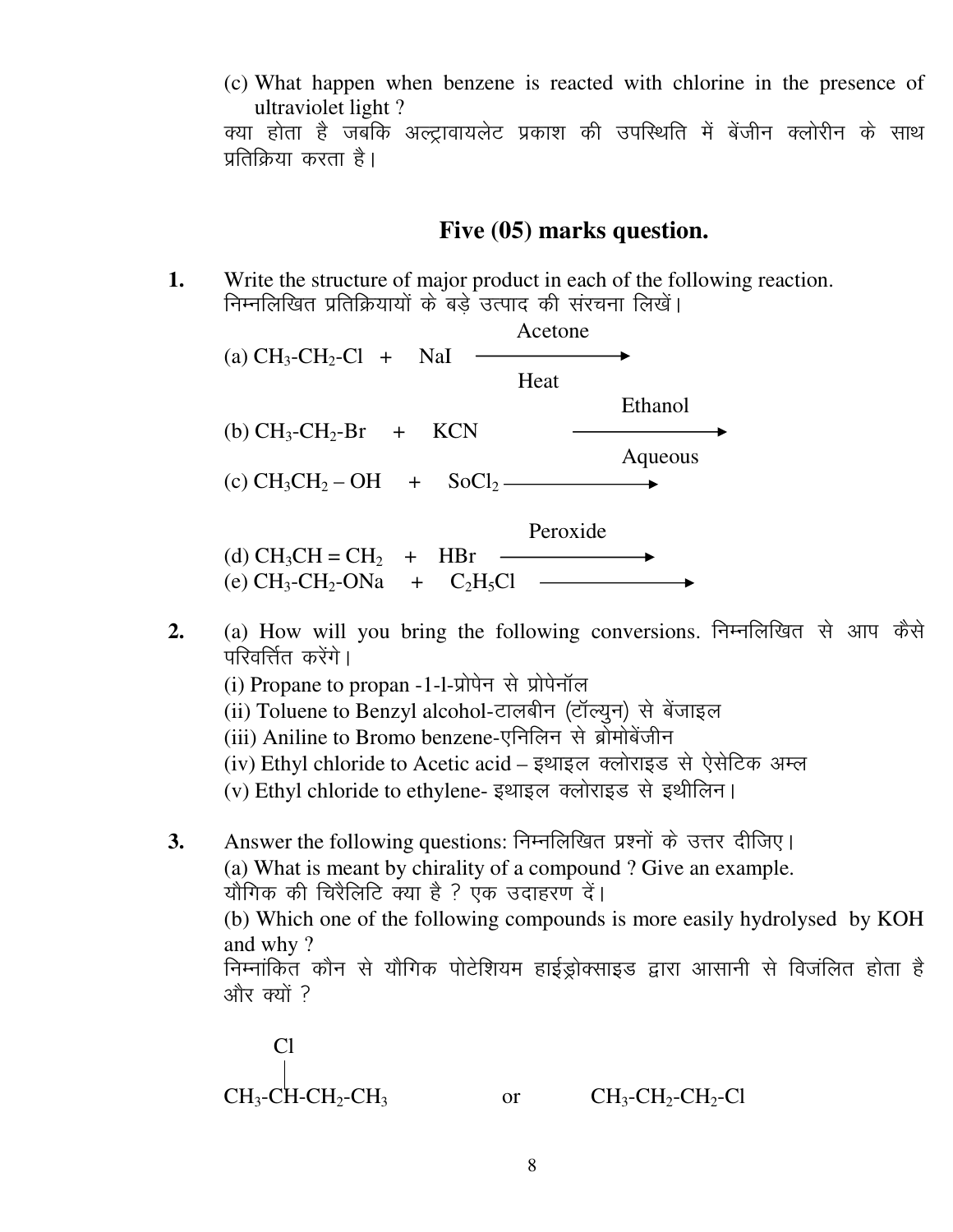(c) What happen when benzene is reacted with chlorine in the presence of ultraviolet light ?
क्या होता है जबकि अल्ट्रावायलेट प्रकाश की उपस्थिति में बेंजीन क्लोरीन के साथ प्रतिक्रिया करता है।

## Five (05) marks question.

**1.** Write the structure of major product in each of the following reaction.
निम्नलिखित प्रतिक्रियायों के बड़े उत्पाद की संरचना लिखें।

(a) $CH_3\text{-}CH_2\text{-}Cl \; + \; NaI \xrightarrow[\text{Heat}]{\text{Acetone}}$

(b) $CH_3\text{-}CH_2\text{-}Br \; + \; KCN \xrightarrow{\text{Ethanol}}$

(c) $CH_3CH_2 - OH \; + \; SoCl_2 \xrightarrow{\text{Aqueous}}$

(d) $CH_3CH = CH_2 \; + \; HBr \xrightarrow{\text{Peroxide}}$

(e) $CH_3\text{-}CH_2\text{-}ONa \; + \; C_2H_5Cl \longrightarrow$

**2.** (a) How will you bring the following conversions. निम्नलिखित से आप कैसे परिवर्तित करेंगे।

(i) Propane to propan -1-l-प्रोपेन से प्रोपेनॉल

(ii) Toluene to Benzyl alcohol-टालबीन (टॉल्युन) से बेंजाइल

(iii) Aniline to Bromo benzene-एनिलिन से ब्रोमोबेंजीन

(iv) Ethyl chloride to Acetic acid – इथाइल क्लोराइड से ऐसेटिक अम्ल

(v) Ethyl chloride to ethylene- इथाइल क्लोराइड से इथीलिन।

**3.** Answer the following questions: निम्नलिखित प्रश्नों के उत्तर दीजिए।

(a) What is meant by chirality of a compound ? Give an example.
यौगिक की चिरैलिटि क्या है ? एक उदाहरण दें।

(b) Which one of the following compounds is more easily hydrolysed by KOH and why ?
निम्नांकित कौन से यौगिक पोटेशियम हाईड्रोक्साइड द्वारा आसानी से विजंलित होता है और क्यों ?

$CH_3\text{-}CH(Cl)\text{-}CH_2\text{-}CH_3$ or $CH_3\text{-}CH_2\text{-}CH_2\text{-}Cl$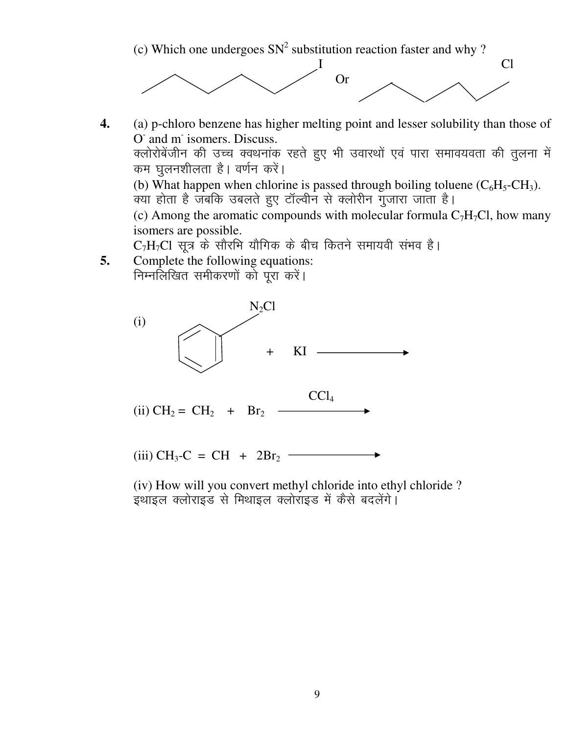(c) Which one undergoes $SN^2$ substitution reaction faster and why ?

I Or Cl

**4.** (a) p-chloro benzene has higher melting point and lesser solubility than those of $O^-$ and $m^-$ isomers. Discuss.

क्लोरोबेंजीन की उच्च क्वथनांक रहते हुए भी उवारथों एवं पारा समावयवता की तुलना में कम घुलनशीलता है। वर्णन करें।

(b) What happen when chlorine is passed through boiling toluene ($C_6H_5$-$CH_3$).

क्या होता है जबकि उबलते हुए टॉल्वीन से क्लोरीन गुजारा जाता है।

(c) Among the aromatic compounds with molecular formula $C_7H_7Cl$, how many isomers are possible.

$C_7H_7Cl$ सूत्र के सौरभि यौगिक के बीच कितने समायवी संभव है।

**5.** Complete the following equations:

निम्नलिखित समीकरणों को पूरा करें।

(i) $C_6H_5N_2Cl$ + KI ⟶

(ii) $CH_2 = CH_2 + Br_2 \xrightarrow{CCl_4}$

(iii) $CH_3$-C = CH + $2Br_2$ ⟶

(iv) How will you convert methyl chloride into ethyl chloride ?

इथाइल क्लोराइड से मिथाइल क्लोराइड में कैसे बदलेंगे।